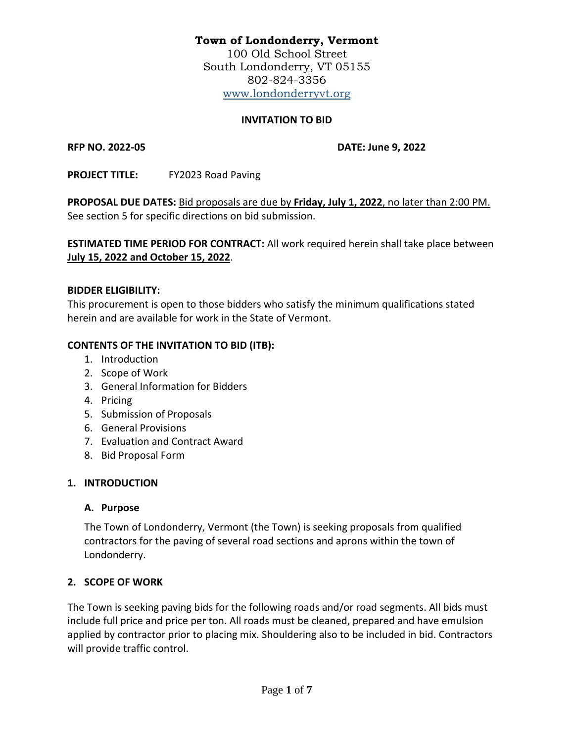**Town of Londonderry, Vermont**
100 Old School Street
South Londonderry, VT 05155
802-824-3356
www.londonderryvt.org

**INVITATION TO BID**

**RFP NO. 2022-05** **DATE: June 9, 2022**

**PROJECT TITLE:** FY2023 Road Paving

**PROPOSAL DUE DATES:** Bid proposals are due by **Friday, July 1, 2022**, no later than 2:00 PM. See section 5 for specific directions on bid submission.

**ESTIMATED TIME PERIOD FOR CONTRACT:** All work required herein shall take place between **July 15, 2022 and October 15, 2022**.

**BIDDER ELIGIBILITY:**
This procurement is open to those bidders who satisfy the minimum qualifications stated herein and are available for work in the State of Vermont.

**CONTENTS OF THE INVITATION TO BID (ITB):**

1. Introduction
2. Scope of Work
3. General Information for Bidders
4. Pricing
5. Submission of Proposals
6. General Provisions
7. Evaluation and Contract Award
8. Bid Proposal Form

## 1. INTRODUCTION

### A. Purpose

The Town of Londonderry, Vermont (the Town) is seeking proposals from qualified contractors for the paving of several road sections and aprons within the town of Londonderry.

## 2. SCOPE OF WORK

The Town is seeking paving bids for the following roads and/or road segments. All bids must include full price and price per ton. All roads must be cleaned, prepared and have emulsion applied by contractor prior to placing mix. Shouldering also to be included in bid. Contractors will provide traffic control.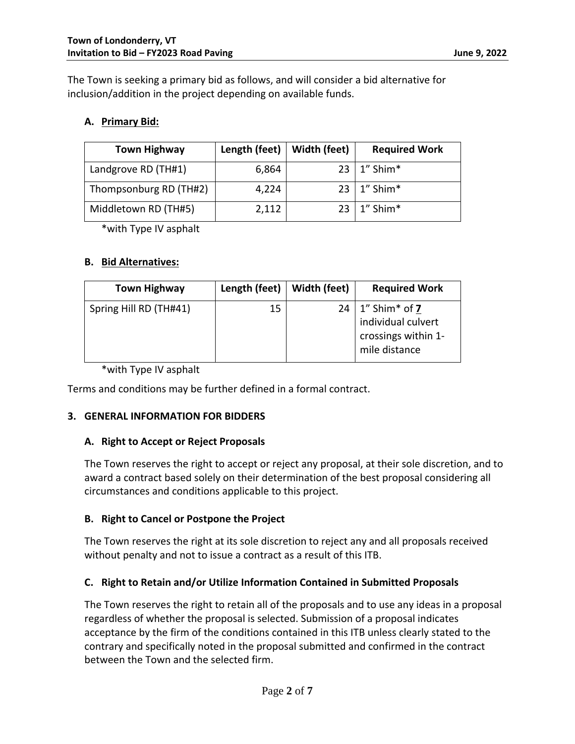The Town is seeking a primary bid as follows, and will consider a bid alternative for inclusion/addition in the project depending on available funds.

### A. Primary Bid:

| Town Highway | Length (feet) | Width (feet) | Required Work |
|---|---|---|---|
| Landgrove RD (TH#1) | 6,864 | 23 | 1" Shim* |
| Thompsonburg RD (TH#2) | 4,224 | 23 | 1" Shim* |
| Middletown RD (TH#5) | 2,112 | 23 | 1" Shim* |

*with Type IV asphalt

### B. Bid Alternatives:

| Town Highway | Length (feet) | Width (feet) | Required Work |
|---|---|---|---|
| Spring Hill RD (TH#41) | 15 | 24 | 1" Shim* of **7** individual culvert crossings within 1-mile distance |

*with Type IV asphalt

Terms and conditions may be further defined in a formal contract.

## 3. GENERAL INFORMATION FOR BIDDERS

### A. Right to Accept or Reject Proposals

The Town reserves the right to accept or reject any proposal, at their sole discretion, and to award a contract based solely on their determination of the best proposal considering all circumstances and conditions applicable to this project.

### B. Right to Cancel or Postpone the Project

The Town reserves the right at its sole discretion to reject any and all proposals received without penalty and not to issue a contract as a result of this ITB.

### C. Right to Retain and/or Utilize Information Contained in Submitted Proposals

The Town reserves the right to retain all of the proposals and to use any ideas in a proposal regardless of whether the proposal is selected. Submission of a proposal indicates acceptance by the firm of the conditions contained in this ITB unless clearly stated to the contrary and specifically noted in the proposal submitted and confirmed in the contract between the Town and the selected firm.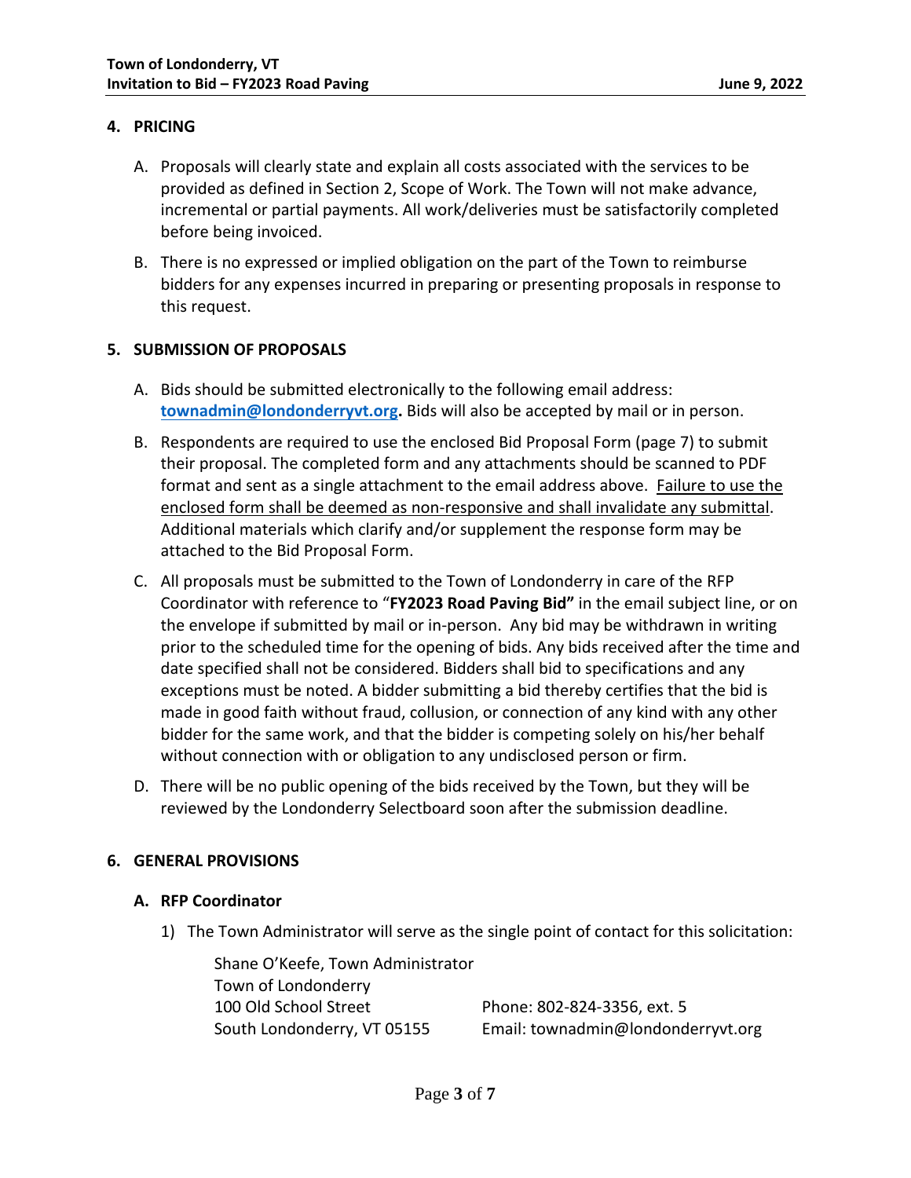## 4. PRICING

A. Proposals will clearly state and explain all costs associated with the services to be provided as defined in Section 2, Scope of Work. The Town will not make advance, incremental or partial payments. All work/deliveries must be satisfactorily completed before being invoiced.

B. There is no expressed or implied obligation on the part of the Town to reimburse bidders for any expenses incurred in preparing or presenting proposals in response to this request.

## 5. SUBMISSION OF PROPOSALS

A. Bids should be submitted electronically to the following email address: **townadmin@londonderryvt.org.** Bids will also be accepted by mail or in person.

B. Respondents are required to use the enclosed Bid Proposal Form (page 7) to submit their proposal. The completed form and any attachments should be scanned to PDF format and sent as a single attachment to the email address above. Failure to use the enclosed form shall be deemed as non-responsive and shall invalidate any submittal. Additional materials which clarify and/or supplement the response form may be attached to the Bid Proposal Form.

C. All proposals must be submitted to the Town of Londonderry in care of the RFP Coordinator with reference to "**FY2023 Road Paving Bid**" in the email subject line, or on the envelope if submitted by mail or in-person. Any bid may be withdrawn in writing prior to the scheduled time for the opening of bids. Any bids received after the time and date specified shall not be considered. Bidders shall bid to specifications and any exceptions must be noted. A bidder submitting a bid thereby certifies that the bid is made in good faith without fraud, collusion, or connection of any kind with any other bidder for the same work, and that the bidder is competing solely on his/her behalf without connection with or obligation to any undisclosed person or firm.

D. There will be no public opening of the bids received by the Town, but they will be reviewed by the Londonderry Selectboard soon after the submission deadline.

## 6. GENERAL PROVISIONS

### A. RFP Coordinator

1) The Town Administrator will serve as the single point of contact for this solicitation:

Shane O'Keefe, Town Administrator
Town of Londonderry
100 Old School Street
South Londonderry, VT 05155

Phone: 802-824-3356, ext. 5
Email: townadmin@londonderryvt.org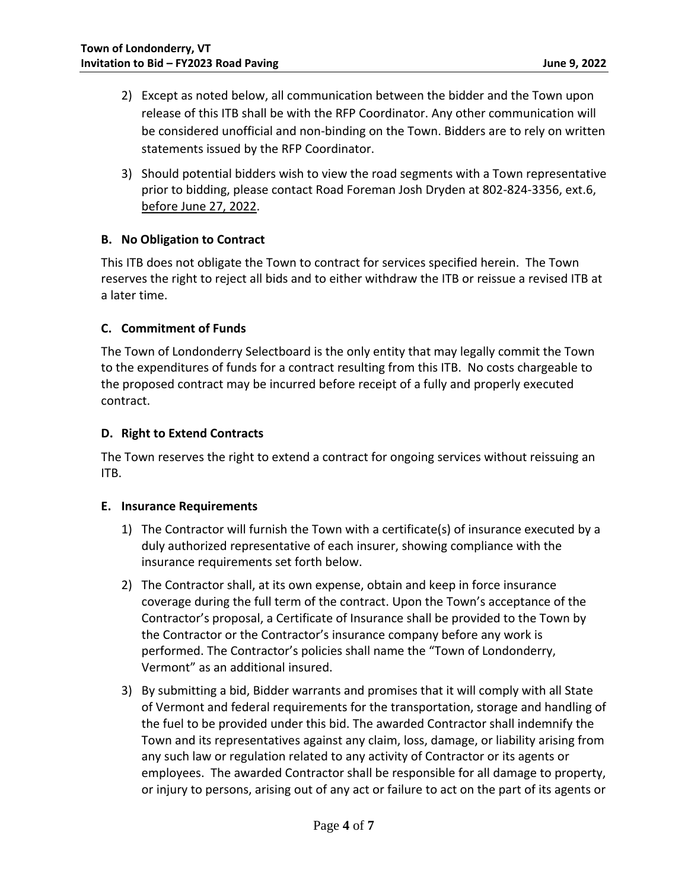2) Except as noted below, all communication between the bidder and the Town upon release of this ITB shall be with the RFP Coordinator. Any other communication will be considered unofficial and non-binding on the Town. Bidders are to rely on written statements issued by the RFP Coordinator.

3) Should potential bidders wish to view the road segments with a Town representative prior to bidding, please contact Road Foreman Josh Dryden at 802-824-3356, ext.6, <u>before June 27, 2022</u>.

### B. No Obligation to Contract

This ITB does not obligate the Town to contract for services specified herein. The Town reserves the right to reject all bids and to either withdraw the ITB or reissue a revised ITB at a later time.

### C. Commitment of Funds

The Town of Londonderry Selectboard is the only entity that may legally commit the Town to the expenditures of funds for a contract resulting from this ITB. No costs chargeable to the proposed contract may be incurred before receipt of a fully and properly executed contract.

### D. Right to Extend Contracts

The Town reserves the right to extend a contract for ongoing services without reissuing an ITB.

### E. Insurance Requirements

1) The Contractor will furnish the Town with a certificate(s) of insurance executed by a duly authorized representative of each insurer, showing compliance with the insurance requirements set forth below.

2) The Contractor shall, at its own expense, obtain and keep in force insurance coverage during the full term of the contract. Upon the Town's acceptance of the Contractor's proposal, a Certificate of Insurance shall be provided to the Town by the Contractor or the Contractor's insurance company before any work is performed. The Contractor's policies shall name the "Town of Londonderry, Vermont" as an additional insured.

3) By submitting a bid, Bidder warrants and promises that it will comply with all State of Vermont and federal requirements for the transportation, storage and handling of the fuel to be provided under this bid. The awarded Contractor shall indemnify the Town and its representatives against any claim, loss, damage, or liability arising from any such law or regulation related to any activity of Contractor or its agents or employees. The awarded Contractor shall be responsible for all damage to property, or injury to persons, arising out of any act or failure to act on the part of its agents or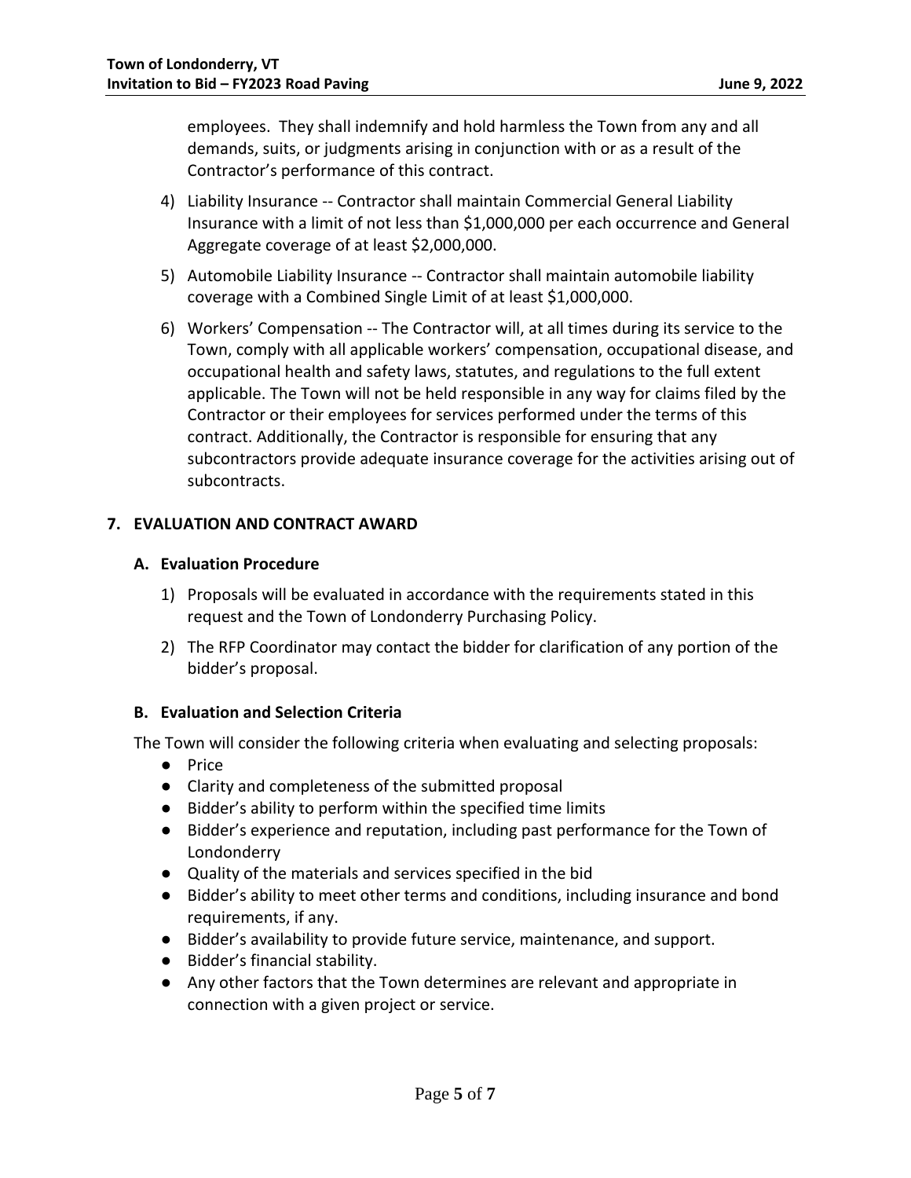employees. They shall indemnify and hold harmless the Town from any and all demands, suits, or judgments arising in conjunction with or as a result of the Contractor's performance of this contract.

4) Liability Insurance -- Contractor shall maintain Commercial General Liability Insurance with a limit of not less than $1,000,000 per each occurrence and General Aggregate coverage of at least $2,000,000.

5) Automobile Liability Insurance -- Contractor shall maintain automobile liability coverage with a Combined Single Limit of at least $1,000,000.

6) Workers' Compensation -- The Contractor will, at all times during its service to the Town, comply with all applicable workers' compensation, occupational disease, and occupational health and safety laws, statutes, and regulations to the full extent applicable. The Town will not be held responsible in any way for claims filed by the Contractor or their employees for services performed under the terms of this contract. Additionally, the Contractor is responsible for ensuring that any subcontractors provide adequate insurance coverage for the activities arising out of subcontracts.

## 7. EVALUATION AND CONTRACT AWARD

### A. Evaluation Procedure

1) Proposals will be evaluated in accordance with the requirements stated in this request and the Town of Londonderry Purchasing Policy.

2) The RFP Coordinator may contact the bidder for clarification of any portion of the bidder's proposal.

### B. Evaluation and Selection Criteria

The Town will consider the following criteria when evaluating and selecting proposals:

- Price
- Clarity and completeness of the submitted proposal
- Bidder's ability to perform within the specified time limits
- Bidder's experience and reputation, including past performance for the Town of Londonderry
- Quality of the materials and services specified in the bid
- Bidder's ability to meet other terms and conditions, including insurance and bond requirements, if any.
- Bidder's availability to provide future service, maintenance, and support.
- Bidder's financial stability.
- Any other factors that the Town determines are relevant and appropriate in connection with a given project or service.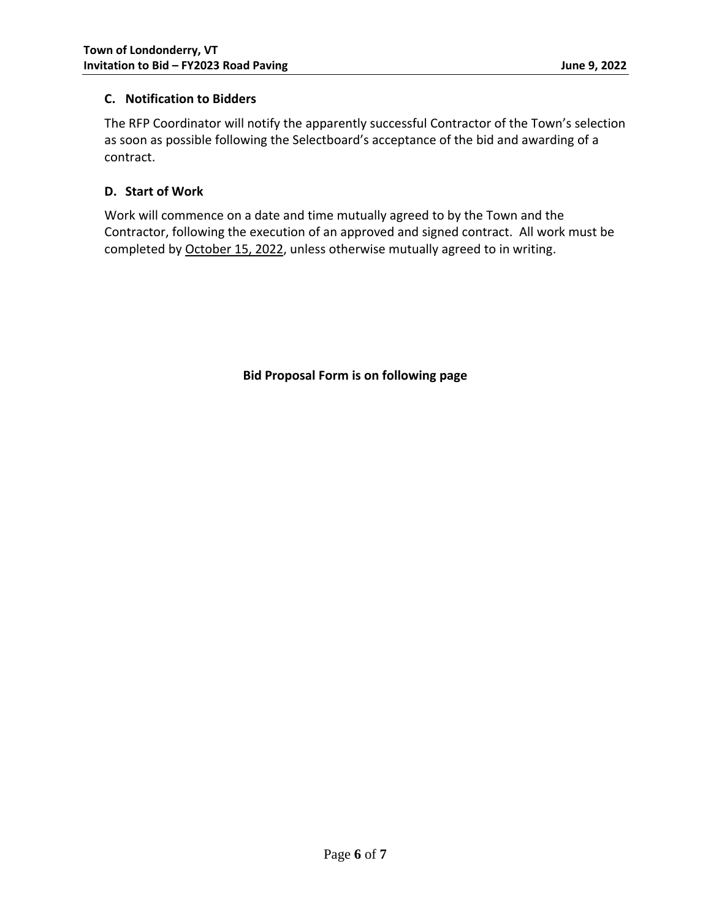### C. Notification to Bidders

The RFP Coordinator will notify the apparently successful Contractor of the Town's selection as soon as possible following the Selectboard's acceptance of the bid and awarding of a contract.

### D. Start of Work

Work will commence on a date and time mutually agreed to by the Town and the Contractor, following the execution of an approved and signed contract. All work must be completed by October 15, 2022, unless otherwise mutually agreed to in writing.

**Bid Proposal Form is on following page**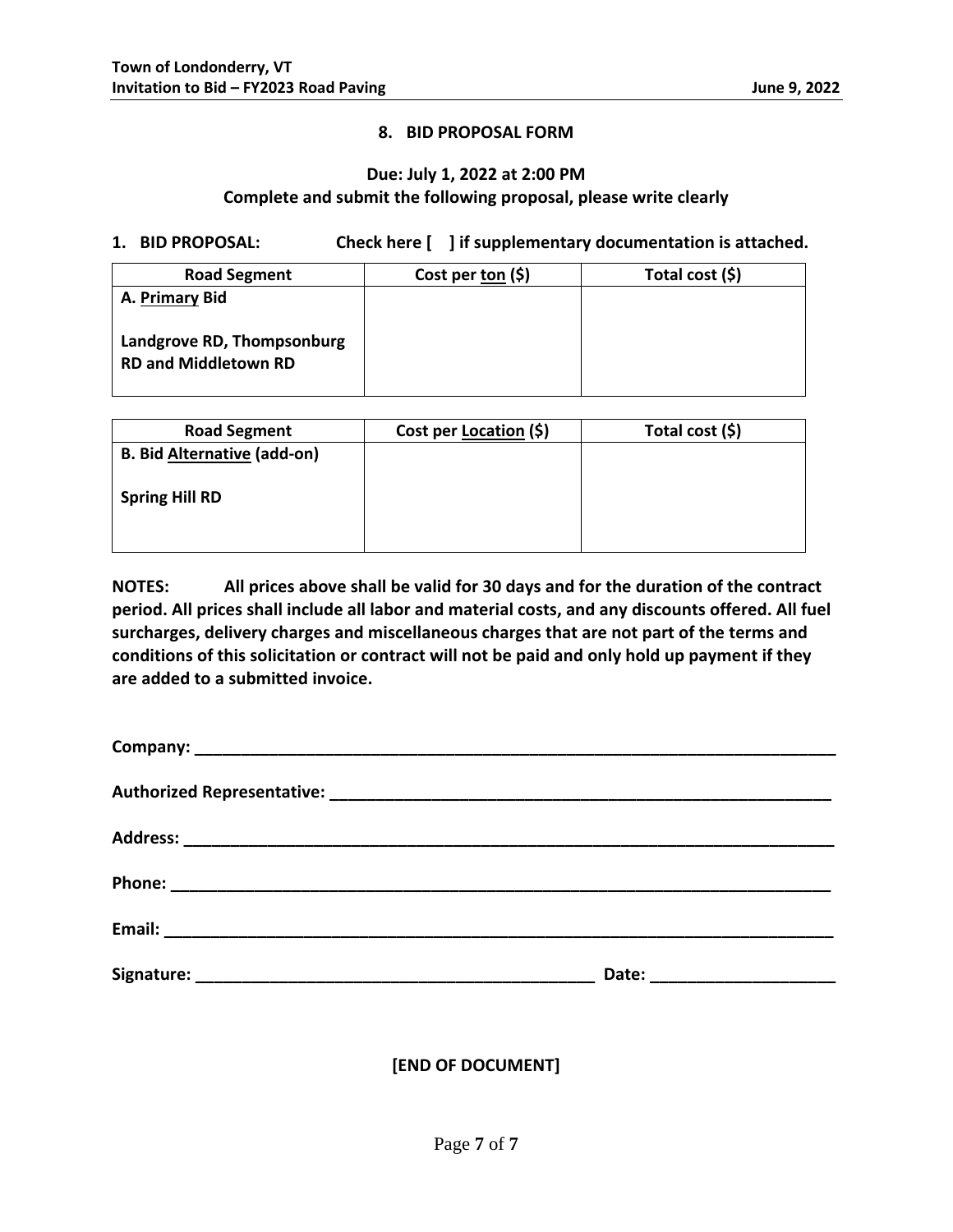## 8. BID PROPOSAL FORM

**Due: July 1, 2022 at 2:00 PM**
**Complete and submit the following proposal, please write clearly**

**1. BID PROPOSAL:** **Check here [ ] if supplementary documentation is attached.**

| Road Segment | Cost per ton ($) | Total cost ($) |
|---|---|---|
| **A. Primary Bid**<br><br>**Landgrove RD, Thompsonburg RD and Middletown RD** | | |

| Road Segment | Cost per Location ($) | Total cost ($) |
|---|---|---|
| **B. Bid Alternative (add-on)**<br><br>**Spring Hill RD** | | |

**NOTES: All prices above shall be valid for 30 days and for the duration of the contract period. All prices shall include all labor and material costs, and any discounts offered. All fuel surcharges, delivery charges and miscellaneous charges that are not part of the terms and conditions of this solicitation or contract will not be paid and only hold up payment if they are added to a submitted invoice.**

**Company:** ______________________________________________

**Authorized Representative:** ______________________________________________

**Address:** ______________________________________________

**Phone:** ______________________________________________

**Email:** ______________________________________________

**Signature:** ______________________________ **Date:** ____________________

**[END OF DOCUMENT]**